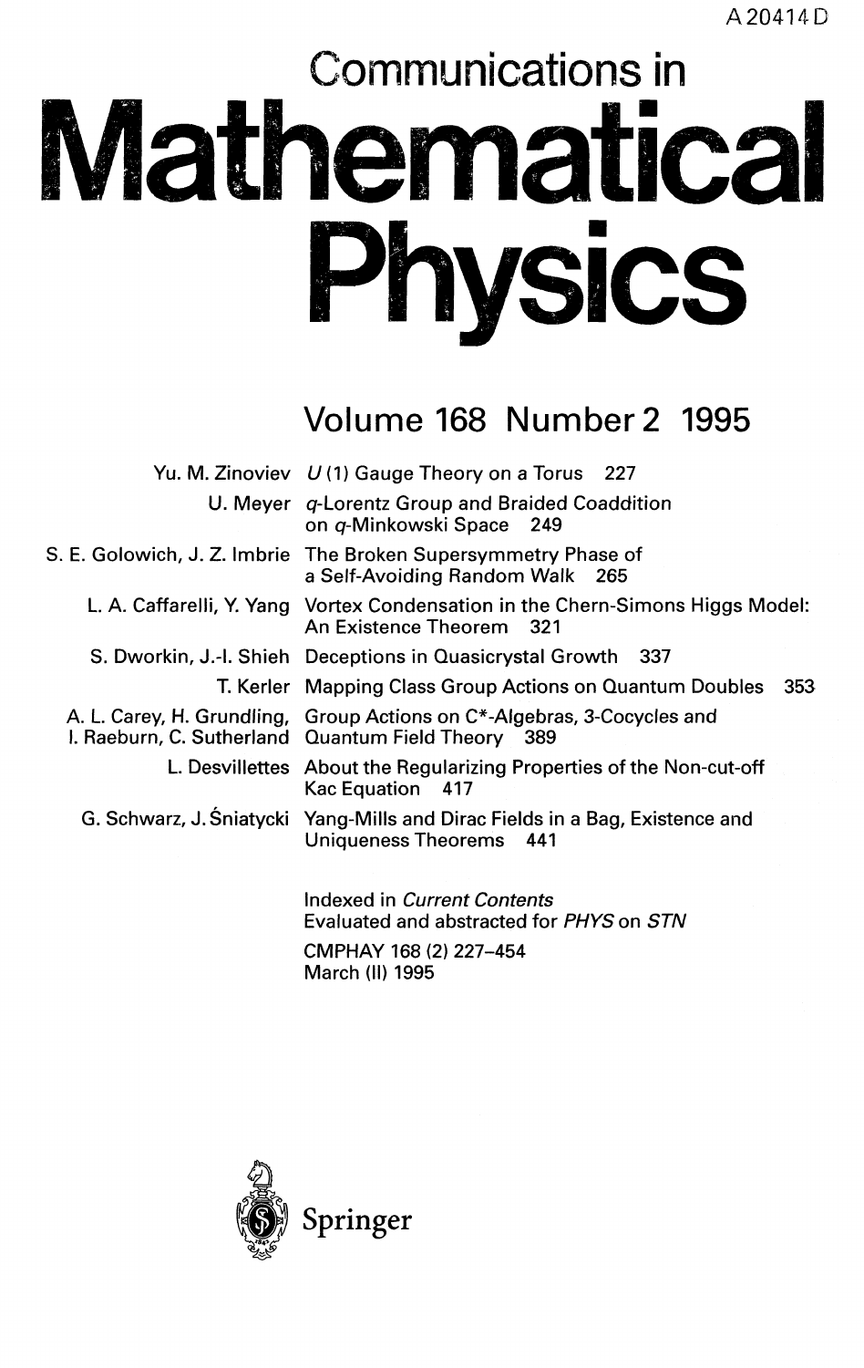A20414D

# Communications in Mathematical Physics

## Volume 168 Number 2 1995

| | |
|---|---|
| Yu. M. Zinoviev | $U(1)$ Gauge Theory on a Torus 227 |
| U. Meyer | $q$-Lorentz Group and Braided Coaddition on $q$-Minkowski Space 249 |
| S. E. Golowich, J. Z. Imbrie | The Broken Supersymmetry Phase of a Self-Avoiding Random Walk 265 |
| L. A. Caffarelli, Y. Yang | Vortex Condensation in the Chern-Simons Higgs Model: An Existence Theorem 321 |
| S. Dworkin, J.-I. Shieh | Deceptions in Quasicrystal Growth 337 |
| T. Kerler | Mapping Class Group Actions on Quantum Doubles 353 |
| A. L. Carey, H. Grundling, I. Raeburn, C. Sutherland | Group Actions on C*-Algebras, 3-Cocycles and Quantum Field Theory 389 |
| L. Desvillettes | About the Regularizing Properties of the Non-cut-off Kac Equation 417 |
| G. Schwarz, J. Śniatycki | Yang-Mills and Dirac Fields in a Bag, Existence and Uniqueness Theorems 441 |

Indexed in *Current Contents*
Evaluated and abstracted for *PHYS* on *STN*

CMPHAY 168 (2) 227–454
March (II) 1995

Springer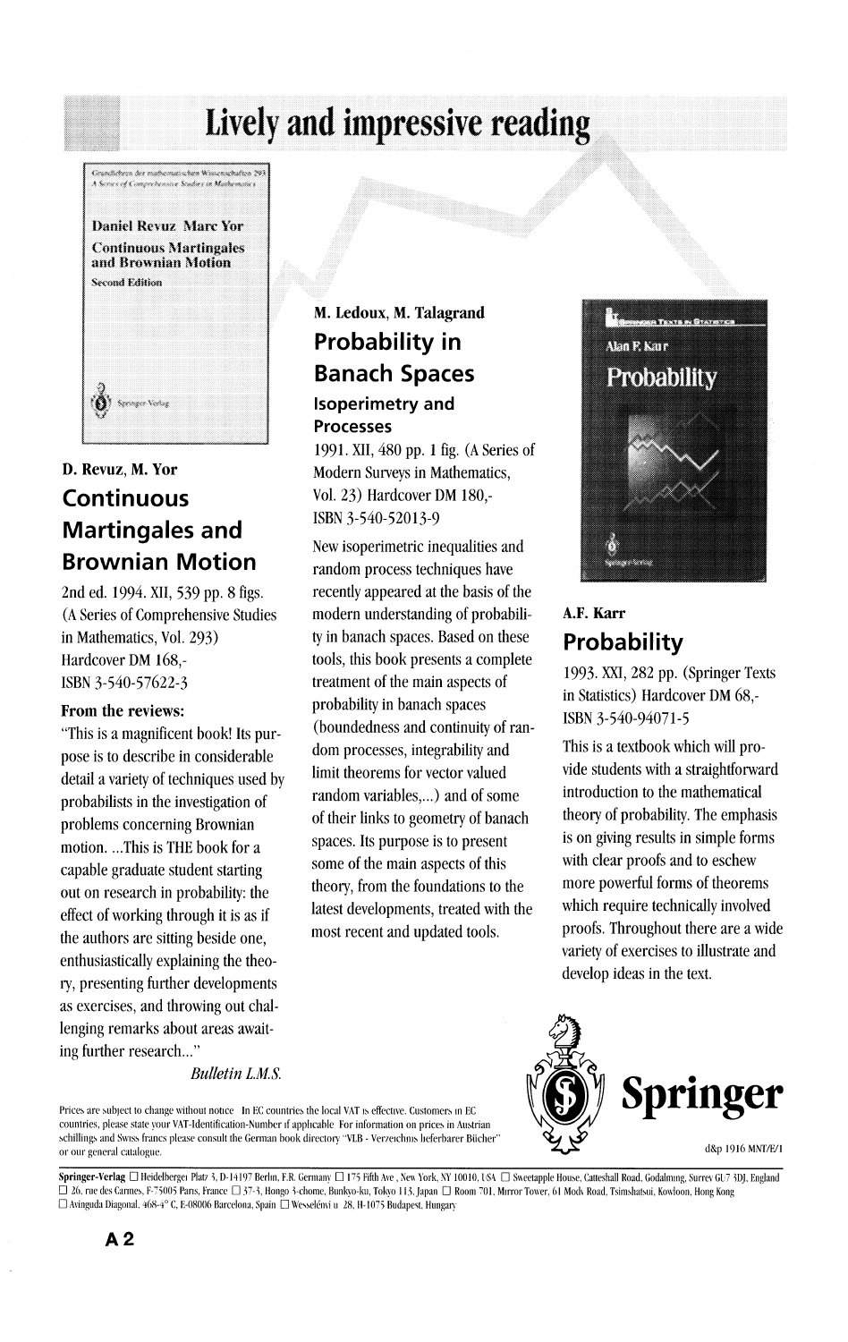# Lively and impressive reading

D. Revuz, M. Yor

## Continuous Martingales and Brownian Motion

2nd ed. 1994. XII, 539 pp. 8 figs. (A Series of Comprehensive Studies in Mathematics, Vol. 293) Hardcover DM 168,- ISBN 3-540-57622-3

**From the reviews:**

"This is a magnificent book! Its purpose is to describe in considerable detail a variety of techniques used by probabilists in the investigation of problems concerning Brownian motion. ...This is THE book for a capable graduate student starting out on research in probability: the effect of working through it is as if the authors are sitting beside one, enthusiastically explaining the theory, presenting further developments as exercises, and throwing out challenging remarks about areas awaiting further research..."

*Bulletin L.M.S.*

M. Ledoux, M. Talagrand

## Probability in Banach Spaces

### Isoperimetry and Processes

1991. XII, 480 pp. 1 fig. (A Series of Modern Surveys in Mathematics, Vol. 23) Hardcover DM 180,- ISBN 3-540-52013-9

New isoperimetric inequalities and random process techniques have recently appeared at the basis of the modern understanding of probability in banach spaces. Based on these tools, this book presents a complete treatment of the main aspects of probability in banach spaces (boundedness and continuity of random processes, integrability and limit theorems for vector valued random variables,...) and of some of their links to geometry of banach spaces. Its purpose is to present some of the main aspects of this theory, from the foundations to the latest developments, treated with the most recent and updated tools.

A.F. Karr

## Probability

1993. XXI, 282 pp. (Springer Texts in Statistics) Hardcover DM 68,- ISBN 3-540-94071-5

This is a textbook which will provide students with a straightforward introduction to the mathematical theory of probability. The emphasis is on giving results in simple forms with clear proofs and to eschew more powerful forms of theorems which require technically involved proofs. Throughout there are a wide variety of exercises to illustrate and develop ideas in the text.

Prices are subject to change without notice. In EC countries the local VAT is effective. Customers in EC countries, please state your VAT-Identification-Number if applicable. For information on prices in Austrian schillings and Swiss francs please consult the German book directory "VLB - Verzeichnis lieferbarer Bücher" or our general catalogue.

**Springer**

d&p 1916 MNT/E/1

**Springer-Verlag** □ Heidelberger Platz 3, D-14197 Berlin, F.R. Germany □ 175 Fifth Ave., New York, NY 10010, USA □ Sweetapple House, Catteshall Road, Godalming, Surrey GU7 3DJ, England □ 26, rue des Carmes, F-75005 Paris, France □ 37-3, Hongo 3-chome, Bunkyo-ku, Tokyo 113, Japan □ Room 701, Mirror Tower, 61 Mody Road, Tsimshatsui, Kowloon, Hong Kong □ Avinguda Diagonal, 468-4° C, E-08006 Barcelona, Spain □ Wesselényi u. 28, H-1075 Budapest, Hungary